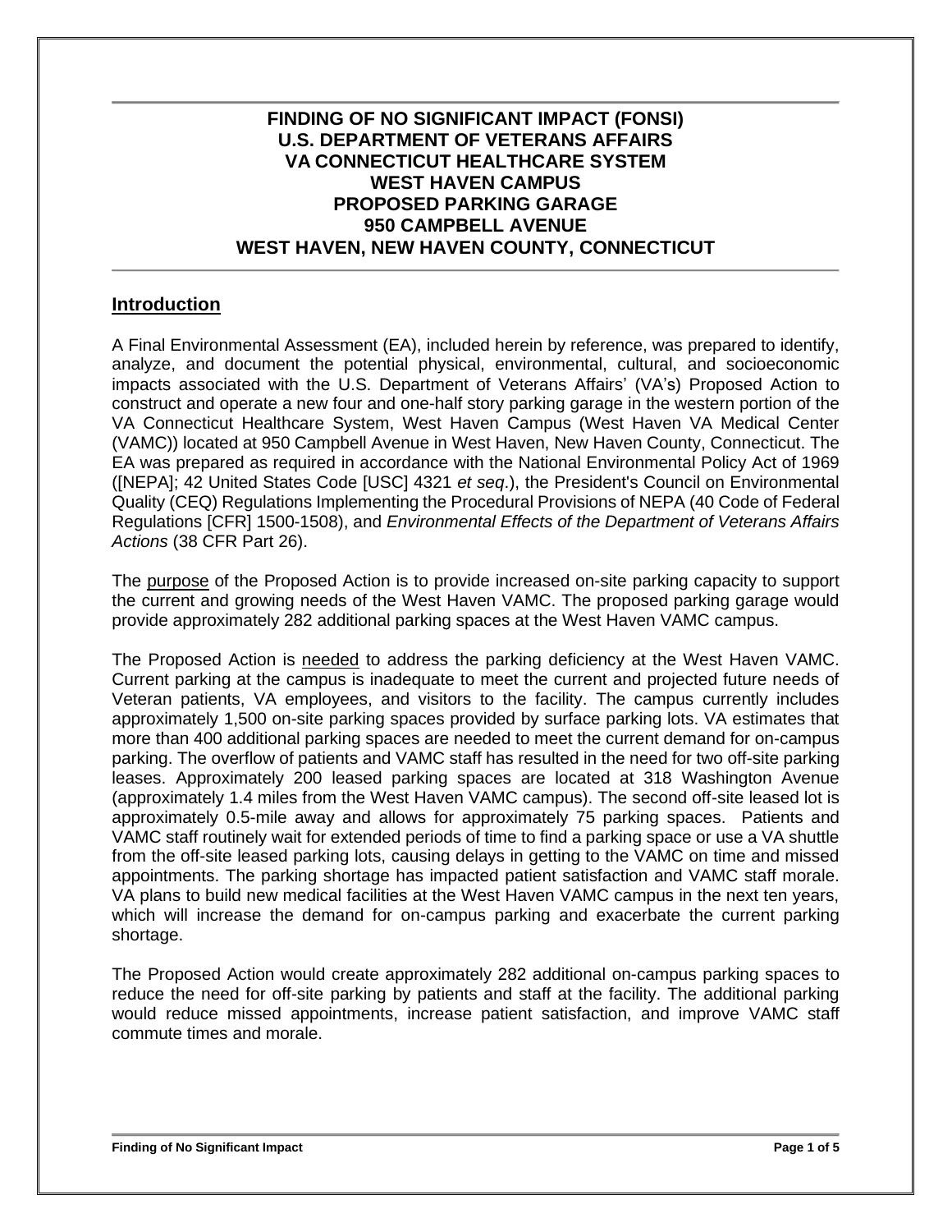# FINDING OF NO SIGNIFICANT IMPACT (FONSI)
# U.S. DEPARTMENT OF VETERANS AFFAIRS
# VA CONNECTICUT HEALTHCARE SYSTEM
# WEST HAVEN CAMPUS
# PROPOSED PARKING GARAGE
# 950 CAMPBELL AVENUE
# WEST HAVEN, NEW HAVEN COUNTY, CONNECTICUT

## Introduction

A Final Environmental Assessment (EA), included herein by reference, was prepared to identify, analyze, and document the potential physical, environmental, cultural, and socioeconomic impacts associated with the U.S. Department of Veterans Affairs' (VA's) Proposed Action to construct and operate a new four and one-half story parking garage in the western portion of the VA Connecticut Healthcare System, West Haven Campus (West Haven VA Medical Center (VAMC)) located at 950 Campbell Avenue in West Haven, New Haven County, Connecticut. The EA was prepared as required in accordance with the National Environmental Policy Act of 1969 ([NEPA]; 42 United States Code [USC] 4321 *et seq*.), the President's Council on Environmental Quality (CEQ) Regulations Implementing the Procedural Provisions of NEPA (40 Code of Federal Regulations [CFR] 1500-1508), and *Environmental Effects of the Department of Veterans Affairs Actions* (38 CFR Part 26).

The purpose of the Proposed Action is to provide increased on-site parking capacity to support the current and growing needs of the West Haven VAMC. The proposed parking garage would provide approximately 282 additional parking spaces at the West Haven VAMC campus.

The Proposed Action is needed to address the parking deficiency at the West Haven VAMC. Current parking at the campus is inadequate to meet the current and projected future needs of Veteran patients, VA employees, and visitors to the facility. The campus currently includes approximately 1,500 on-site parking spaces provided by surface parking lots. VA estimates that more than 400 additional parking spaces are needed to meet the current demand for on-campus parking. The overflow of patients and VAMC staff has resulted in the need for two off-site parking leases. Approximately 200 leased parking spaces are located at 318 Washington Avenue (approximately 1.4 miles from the West Haven VAMC campus). The second off-site leased lot is approximately 0.5-mile away and allows for approximately 75 parking spaces. Patients and VAMC staff routinely wait for extended periods of time to find a parking space or use a VA shuttle from the off-site leased parking lots, causing delays in getting to the VAMC on time and missed appointments. The parking shortage has impacted patient satisfaction and VAMC staff morale. VA plans to build new medical facilities at the West Haven VAMC campus in the next ten years, which will increase the demand for on-campus parking and exacerbate the current parking shortage.

The Proposed Action would create approximately 282 additional on-campus parking spaces to reduce the need for off-site parking by patients and staff at the facility. The additional parking would reduce missed appointments, increase patient satisfaction, and improve VAMC staff commute times and morale.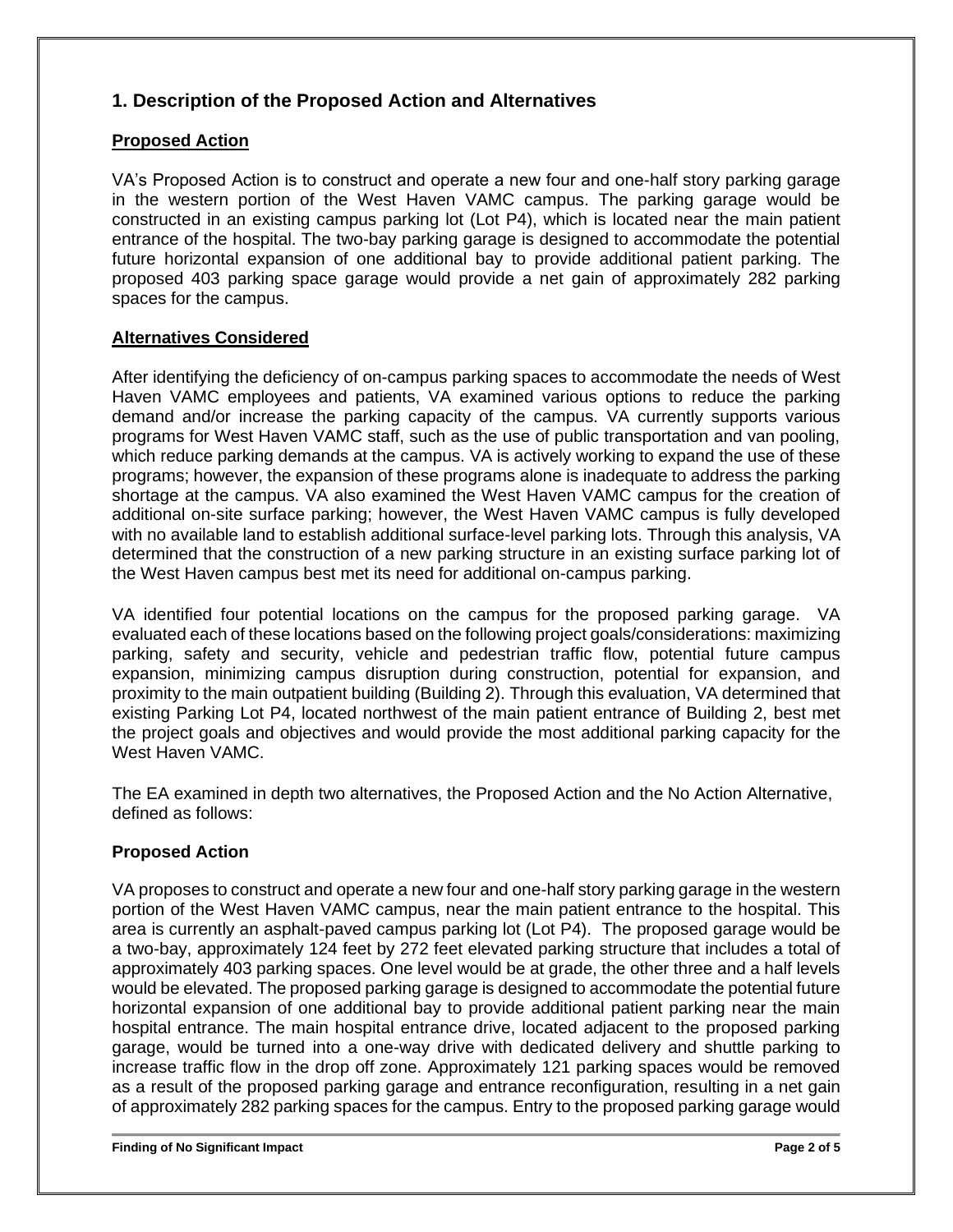## 1. Description of the Proposed Action and Alternatives

### Proposed Action

VA's Proposed Action is to construct and operate a new four and one-half story parking garage in the western portion of the West Haven VAMC campus. The parking garage would be constructed in an existing campus parking lot (Lot P4), which is located near the main patient entrance of the hospital. The two-bay parking garage is designed to accommodate the potential future horizontal expansion of one additional bay to provide additional patient parking. The proposed 403 parking space garage would provide a net gain of approximately 282 parking spaces for the campus.

### Alternatives Considered

After identifying the deficiency of on-campus parking spaces to accommodate the needs of West Haven VAMC employees and patients, VA examined various options to reduce the parking demand and/or increase the parking capacity of the campus. VA currently supports various programs for West Haven VAMC staff, such as the use of public transportation and van pooling, which reduce parking demands at the campus. VA is actively working to expand the use of these programs; however, the expansion of these programs alone is inadequate to address the parking shortage at the campus. VA also examined the West Haven VAMC campus for the creation of additional on-site surface parking; however, the West Haven VAMC campus is fully developed with no available land to establish additional surface-level parking lots. Through this analysis, VA determined that the construction of a new parking structure in an existing surface parking lot of the West Haven campus best met its need for additional on-campus parking.

VA identified four potential locations on the campus for the proposed parking garage. VA evaluated each of these locations based on the following project goals/considerations: maximizing parking, safety and security, vehicle and pedestrian traffic flow, potential future campus expansion, minimizing campus disruption during construction, potential for expansion, and proximity to the main outpatient building (Building 2). Through this evaluation, VA determined that existing Parking Lot P4, located northwest of the main patient entrance of Building 2, best met the project goals and objectives and would provide the most additional parking capacity for the West Haven VAMC.

The EA examined in depth two alternatives, the Proposed Action and the No Action Alternative, defined as follows:

**Proposed Action**

VA proposes to construct and operate a new four and one-half story parking garage in the western portion of the West Haven VAMC campus, near the main patient entrance to the hospital. This area is currently an asphalt-paved campus parking lot (Lot P4). The proposed garage would be a two-bay, approximately 124 feet by 272 feet elevated parking structure that includes a total of approximately 403 parking spaces. One level would be at grade, the other three and a half levels would be elevated. The proposed parking garage is designed to accommodate the potential future horizontal expansion of one additional bay to provide additional patient parking near the main hospital entrance. The main hospital entrance drive, located adjacent to the proposed parking garage, would be turned into a one-way drive with dedicated delivery and shuttle parking to increase traffic flow in the drop off zone. Approximately 121 parking spaces would be removed as a result of the proposed parking garage and entrance reconfiguration, resulting in a net gain of approximately 282 parking spaces for the campus. Entry to the proposed parking garage would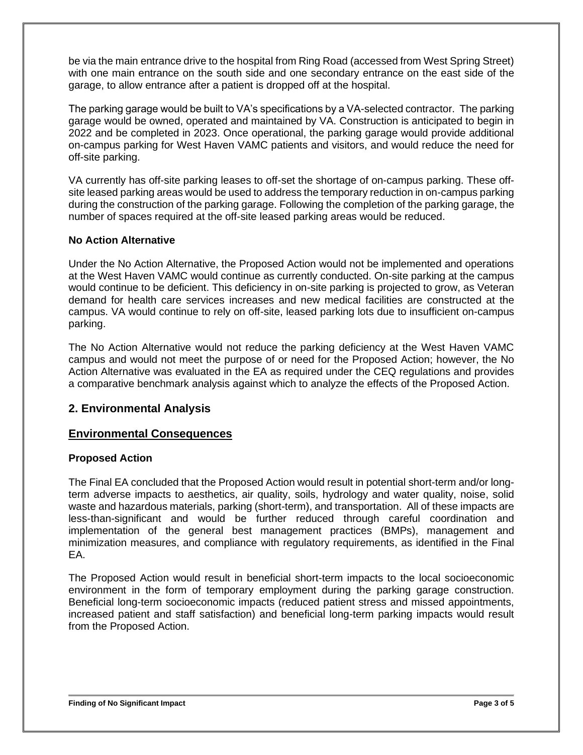be via the main entrance drive to the hospital from Ring Road (accessed from West Spring Street) with one main entrance on the south side and one secondary entrance on the east side of the garage, to allow entrance after a patient is dropped off at the hospital.

The parking garage would be built to VA's specifications by a VA-selected contractor. The parking garage would be owned, operated and maintained by VA. Construction is anticipated to begin in 2022 and be completed in 2023. Once operational, the parking garage would provide additional on-campus parking for West Haven VAMC patients and visitors, and would reduce the need for off-site parking.

VA currently has off-site parking leases to off-set the shortage of on-campus parking. These off-site leased parking areas would be used to address the temporary reduction in on-campus parking during the construction of the parking garage. Following the completion of the parking garage, the number of spaces required at the off-site leased parking areas would be reduced.

### No Action Alternative

Under the No Action Alternative, the Proposed Action would not be implemented and operations at the West Haven VAMC would continue as currently conducted. On-site parking at the campus would continue to be deficient. This deficiency in on-site parking is projected to grow, as Veteran demand for health care services increases and new medical facilities are constructed at the campus. VA would continue to rely on off-site, leased parking lots due to insufficient on-campus parking.

The No Action Alternative would not reduce the parking deficiency at the West Haven VAMC campus and would not meet the purpose of or need for the Proposed Action; however, the No Action Alternative was evaluated in the EA as required under the CEQ regulations and provides a comparative benchmark analysis against which to analyze the effects of the Proposed Action.

## 2. Environmental Analysis

## Environmental Consequences

### Proposed Action

The Final EA concluded that the Proposed Action would result in potential short-term and/or long-term adverse impacts to aesthetics, air quality, soils, hydrology and water quality, noise, solid waste and hazardous materials, parking (short-term), and transportation. All of these impacts are less-than-significant and would be further reduced through careful coordination and implementation of the general best management practices (BMPs), management and minimization measures, and compliance with regulatory requirements, as identified in the Final EA.

The Proposed Action would result in beneficial short-term impacts to the local socioeconomic environment in the form of temporary employment during the parking garage construction. Beneficial long-term socioeconomic impacts (reduced patient stress and missed appointments, increased patient and staff satisfaction) and beneficial long-term parking impacts would result from the Proposed Action.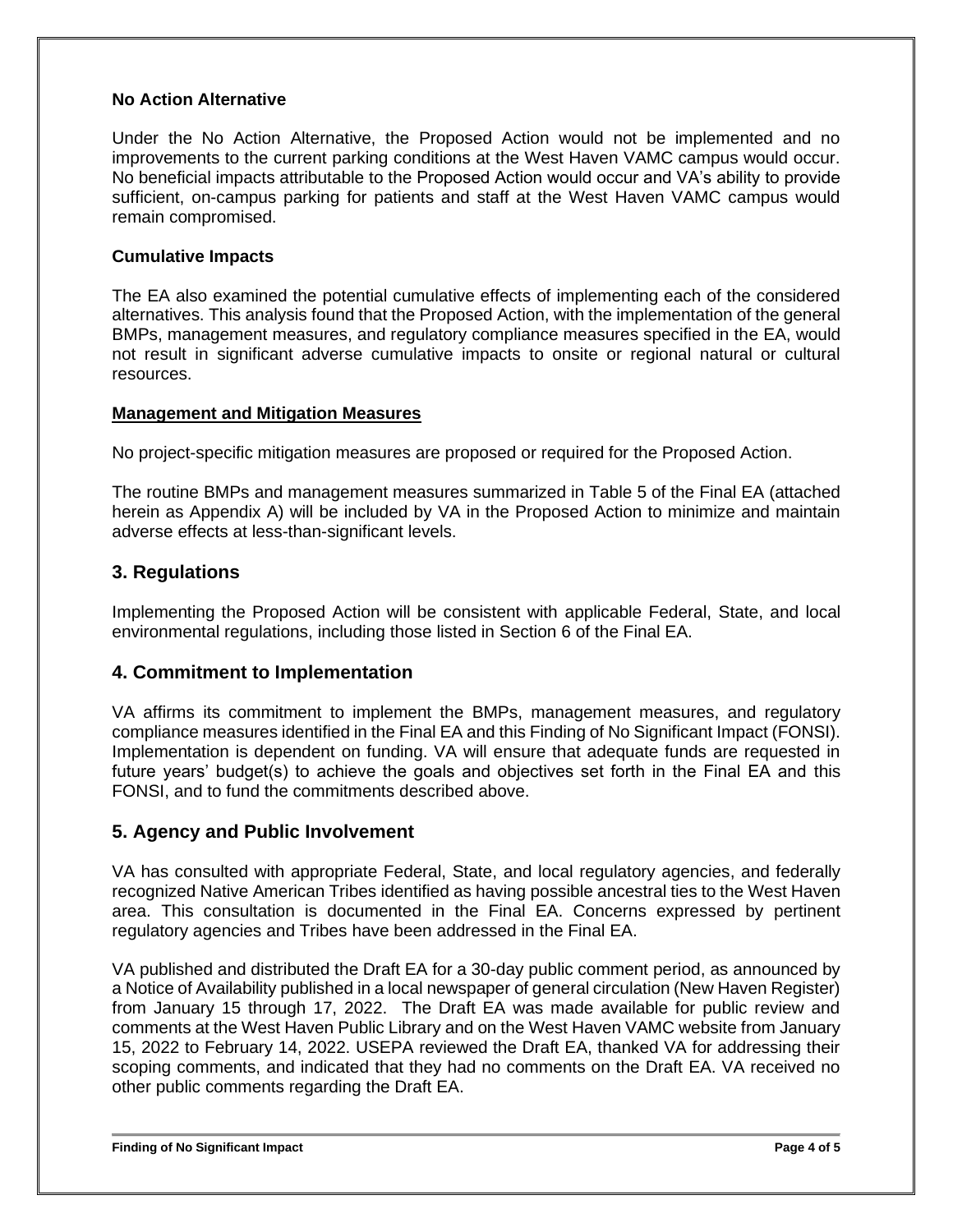**No Action Alternative**

Under the No Action Alternative, the Proposed Action would not be implemented and no improvements to the current parking conditions at the West Haven VAMC campus would occur. No beneficial impacts attributable to the Proposed Action would occur and VA's ability to provide sufficient, on-campus parking for patients and staff at the West Haven VAMC campus would remain compromised.

**Cumulative Impacts**

The EA also examined the potential cumulative effects of implementing each of the considered alternatives. This analysis found that the Proposed Action, with the implementation of the general BMPs, management measures, and regulatory compliance measures specified in the EA, would not result in significant adverse cumulative impacts to onsite or regional natural or cultural resources.

**Management and Mitigation Measures**

No project-specific mitigation measures are proposed or required for the Proposed Action.

The routine BMPs and management measures summarized in Table 5 of the Final EA (attached herein as Appendix A) will be included by VA in the Proposed Action to minimize and maintain adverse effects at less-than-significant levels.

## 3. Regulations

Implementing the Proposed Action will be consistent with applicable Federal, State, and local environmental regulations, including those listed in Section 6 of the Final EA.

## 4. Commitment to Implementation

VA affirms its commitment to implement the BMPs, management measures, and regulatory compliance measures identified in the Final EA and this Finding of No Significant Impact (FONSI). Implementation is dependent on funding. VA will ensure that adequate funds are requested in future years' budget(s) to achieve the goals and objectives set forth in the Final EA and this FONSI, and to fund the commitments described above.

## 5. Agency and Public Involvement

VA has consulted with appropriate Federal, State, and local regulatory agencies, and federally recognized Native American Tribes identified as having possible ancestral ties to the West Haven area. This consultation is documented in the Final EA. Concerns expressed by pertinent regulatory agencies and Tribes have been addressed in the Final EA.

VA published and distributed the Draft EA for a 30-day public comment period, as announced by a Notice of Availability published in a local newspaper of general circulation (New Haven Register) from January 15 through 17, 2022. The Draft EA was made available for public review and comments at the West Haven Public Library and on the West Haven VAMC website from January 15, 2022 to February 14, 2022. USEPA reviewed the Draft EA, thanked VA for addressing their scoping comments, and indicated that they had no comments on the Draft EA. VA received no other public comments regarding the Draft EA.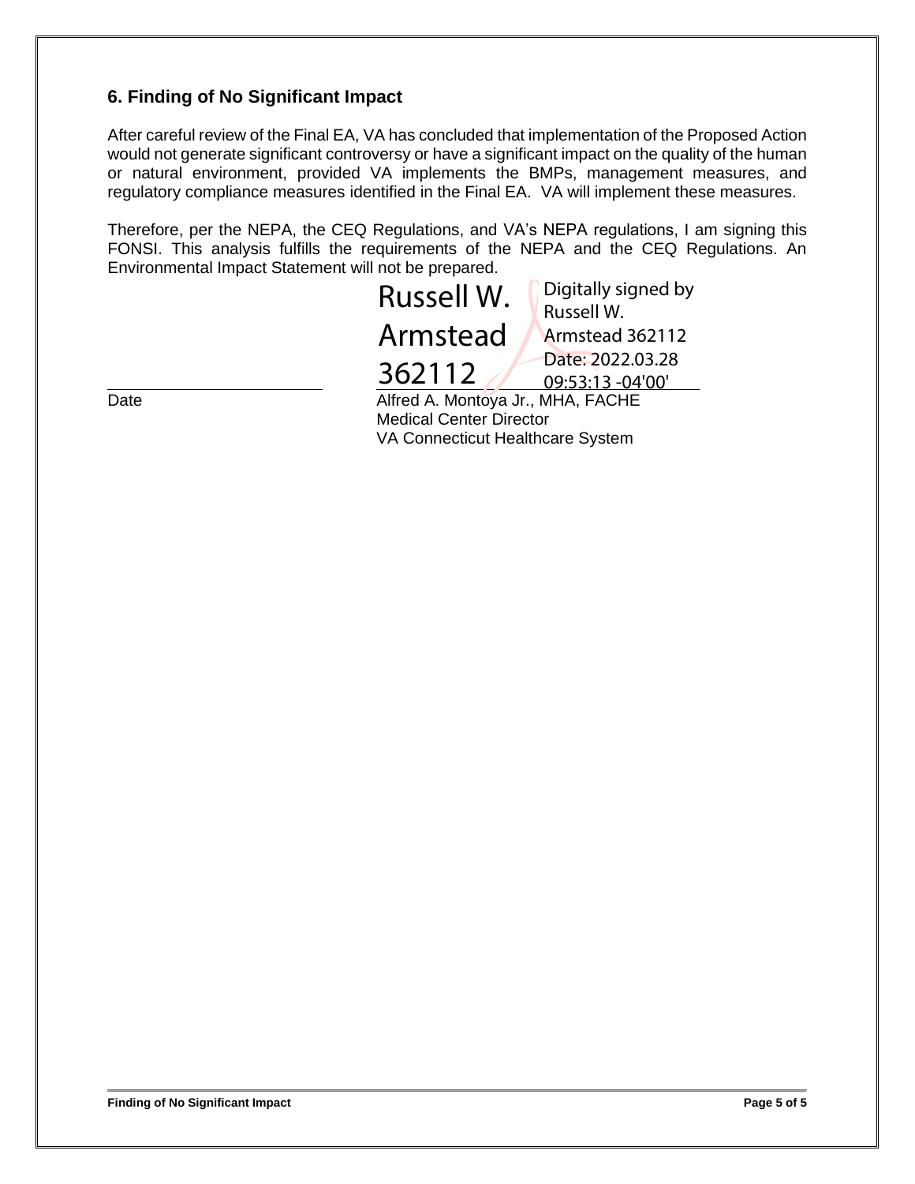## 6. Finding of No Significant Impact

After careful review of the Final EA, VA has concluded that implementation of the Proposed Action would not generate significant controversy or have a significant impact on the quality of the human or natural environment, provided VA implements the BMPs, management measures, and regulatory compliance measures identified in the Final EA. VA will implement these measures.

Therefore, per the NEPA, the CEQ Regulations, and VA's NEPA regulations, I am signing this FONSI. This analysis fulfills the requirements of the NEPA and the CEQ Regulations. An Environmental Impact Statement will not be prepared.

Russell W. Armstead 362112

Digitally signed by Russell W. Armstead 362112
Date: 2022.03.28 09:53:13 -04'00'

Date

Alfred A. Montoya Jr., MHA, FACHE
Medical Center Director
VA Connecticut Healthcare System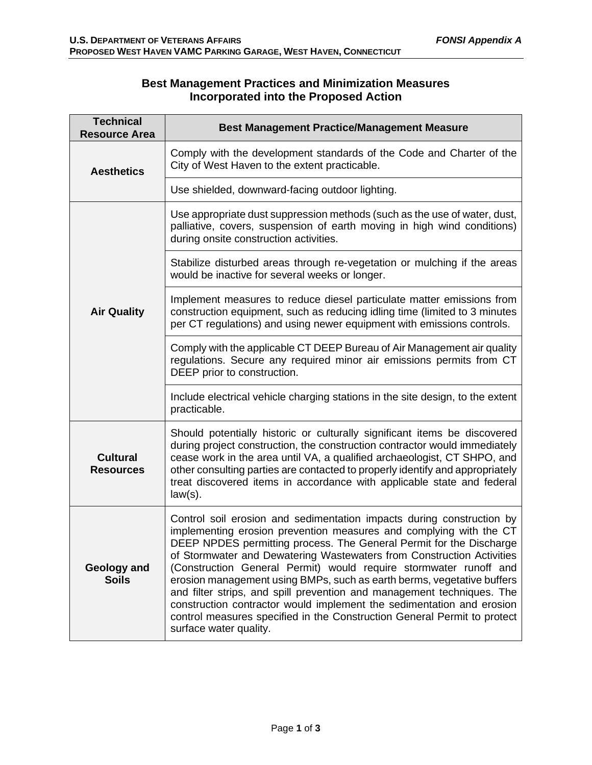## Best Management Practices and Minimization Measures Incorporated into the Proposed Action

| Technical Resource Area | Best Management Practice/Management Measure |
|---|---|
| **Aesthetics** | Comply with the development standards of the Code and Charter of the City of West Haven to the extent practicable. |
| | Use shielded, downward-facing outdoor lighting. |
| **Air Quality** | Use appropriate dust suppression methods (such as the use of water, dust, palliative, covers, suspension of earth moving in high wind conditions) during onsite construction activities. |
| | Stabilize disturbed areas through re-vegetation or mulching if the areas would be inactive for several weeks or longer. |
| | Implement measures to reduce diesel particulate matter emissions from construction equipment, such as reducing idling time (limited to 3 minutes per CT regulations) and using newer equipment with emissions controls. |
| | Comply with the applicable CT DEEP Bureau of Air Management air quality regulations. Secure any required minor air emissions permits from CT DEEP prior to construction. |
| | Include electrical vehicle charging stations in the site design, to the extent practicable. |
| **Cultural Resources** | Should potentially historic or culturally significant items be discovered during project construction, the construction contractor would immediately cease work in the area until VA, a qualified archaeologist, CT SHPO, and other consulting parties are contacted to properly identify and appropriately treat discovered items in accordance with applicable state and federal law(s). |
| **Geology and Soils** | Control soil erosion and sedimentation impacts during construction by implementing erosion prevention measures and complying with the CT DEEP NPDES permitting process. The General Permit for the Discharge of Stormwater and Dewatering Wastewaters from Construction Activities (Construction General Permit) would require stormwater runoff and erosion management using BMPs, such as earth berms, vegetative buffers and filter strips, and spill prevention and management techniques. The construction contractor would implement the sedimentation and erosion control measures specified in the Construction General Permit to protect surface water quality. |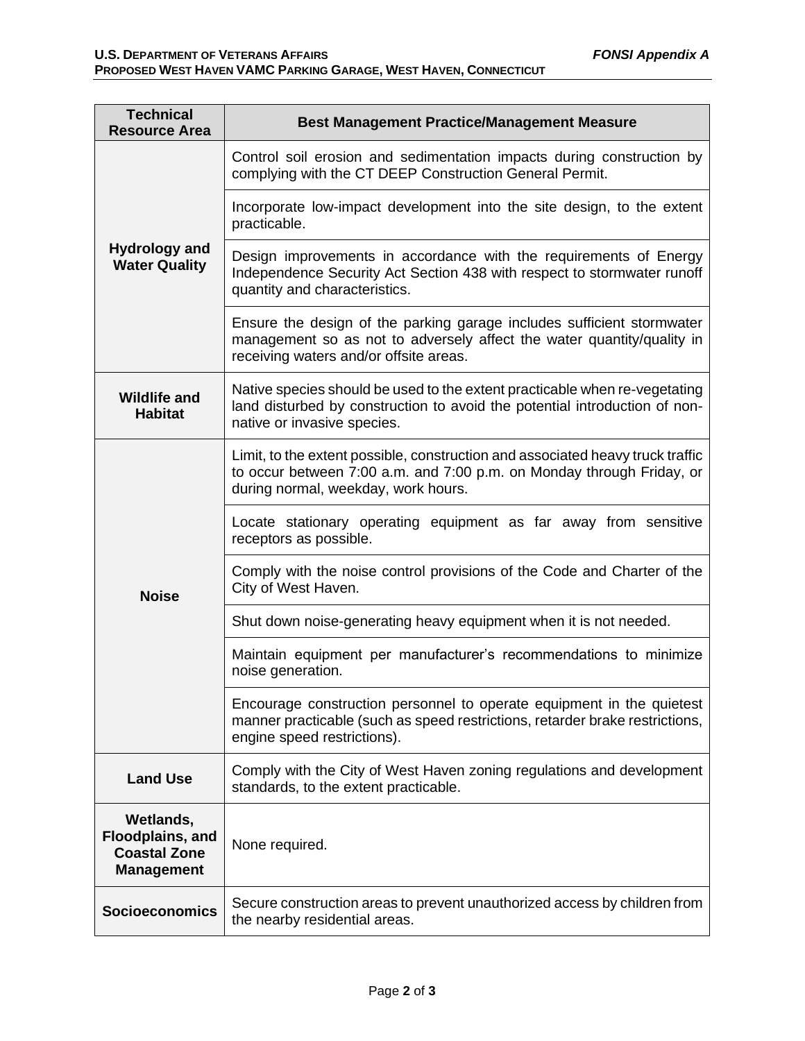| Technical Resource Area | Best Management Practice/Management Measure |
| --- | --- |
| **Hydrology and Water Quality** | Control soil erosion and sedimentation impacts during construction by complying with the CT DEEP Construction General Permit. |
| | Incorporate low-impact development into the site design, to the extent practicable. |
| | Design improvements in accordance with the requirements of Energy Independence Security Act Section 438 with respect to stormwater runoff quantity and characteristics. |
| | Ensure the design of the parking garage includes sufficient stormwater management so as not to adversely affect the water quantity/quality in receiving waters and/or offsite areas. |
| **Wildlife and Habitat** | Native species should be used to the extent practicable when re-vegetating land disturbed by construction to avoid the potential introduction of non-native or invasive species. |
| **Noise** | Limit, to the extent possible, construction and associated heavy truck traffic to occur between 7:00 a.m. and 7:00 p.m. on Monday through Friday, or during normal, weekday, work hours. |
| | Locate stationary operating equipment as far away from sensitive receptors as possible. |
| | Comply with the noise control provisions of the Code and Charter of the City of West Haven. |
| | Shut down noise-generating heavy equipment when it is not needed. |
| | Maintain equipment per manufacturer's recommendations to minimize noise generation. |
| | Encourage construction personnel to operate equipment in the quietest manner practicable (such as speed restrictions, retarder brake restrictions, engine speed restrictions). |
| **Land Use** | Comply with the City of West Haven zoning regulations and development standards, to the extent practicable. |
| **Wetlands, Floodplains, and Coastal Zone Management** | None required. |
| **Socioeconomics** | Secure construction areas to prevent unauthorized access by children from the nearby residential areas. |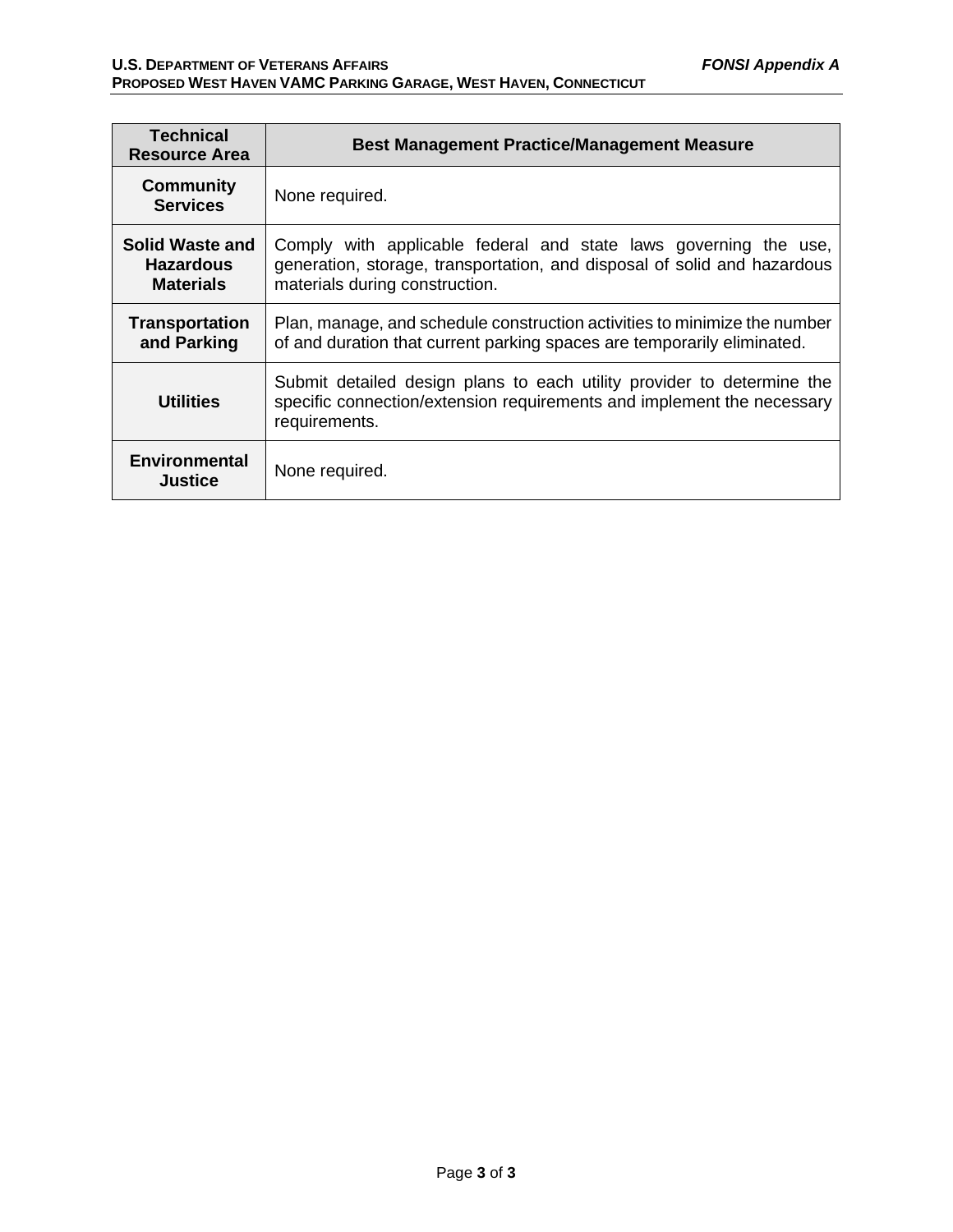| Technical Resource Area | Best Management Practice/Management Measure |
|---|---|
| **Community Services** | None required. |
| **Solid Waste and Hazardous Materials** | Comply with applicable federal and state laws governing the use, generation, storage, transportation, and disposal of solid and hazardous materials during construction. |
| **Transportation and Parking** | Plan, manage, and schedule construction activities to minimize the number of and duration that current parking spaces are temporarily eliminated. |
| **Utilities** | Submit detailed design plans to each utility provider to determine the specific connection/extension requirements and implement the necessary requirements. |
| **Environmental Justice** | None required. |